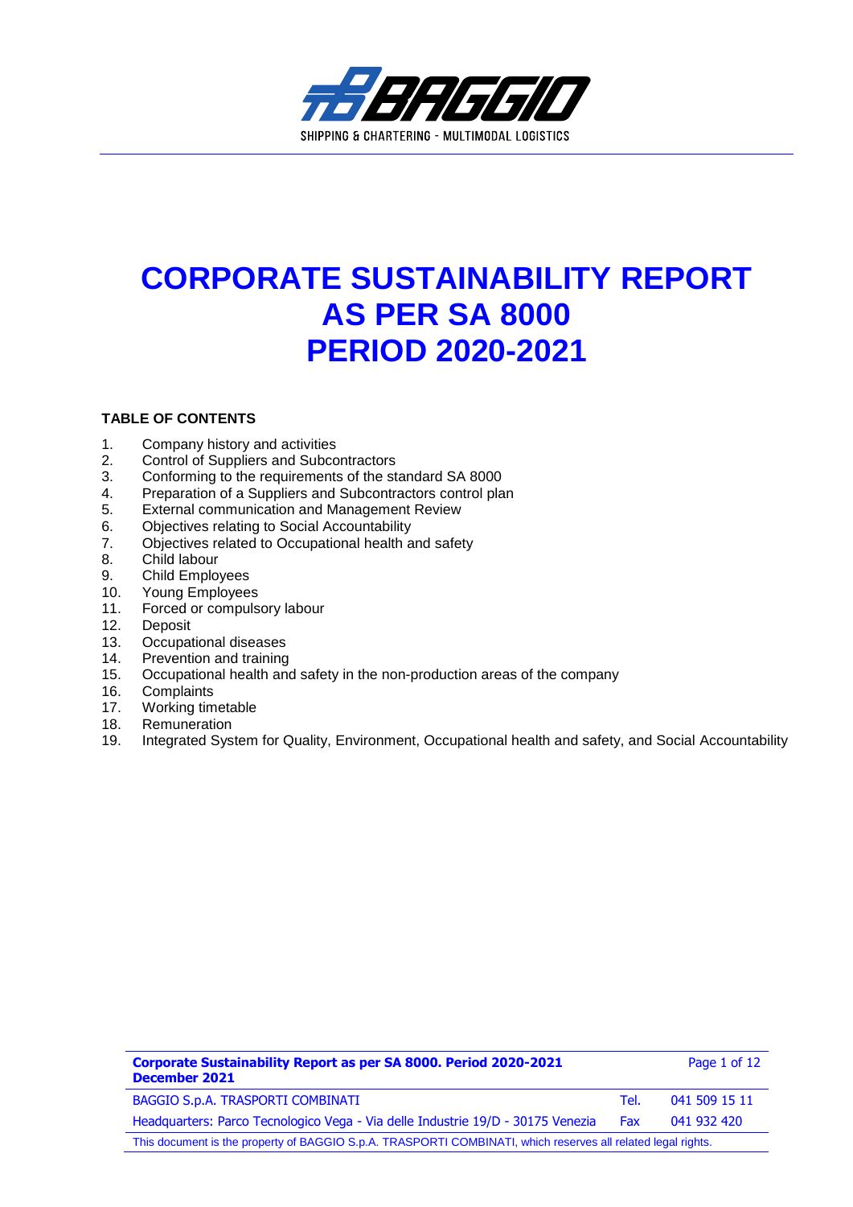SHIPPING & CHARTERING - MULTIMODAL LOGISTICS

# CORPORATE SUSTAINABILITY REPORT AS PER SA 8000 PERIOD 2020-2021

**TABLE OF CONTENTS**

1. Company history and activities
2. Control of Suppliers and Subcontractors
3. Conforming to the requirements of the standard SA 8000
4. Preparation of a Suppliers and Subcontractors control plan
5. External communication and Management Review
6. Objectives relating to Social Accountability
7. Objectives related to Occupational health and safety
8. Child labour
9. Child Employees
10. Young Employees
11. Forced or compulsory labour
12. Deposit
13. Occupational diseases
14. Prevention and training
15. Occupational health and safety in the non-production areas of the company
16. Complaints
17. Working timetable
18. Remuneration
19. Integrated System for Quality, Environment, Occupational health and safety, and Social Accountability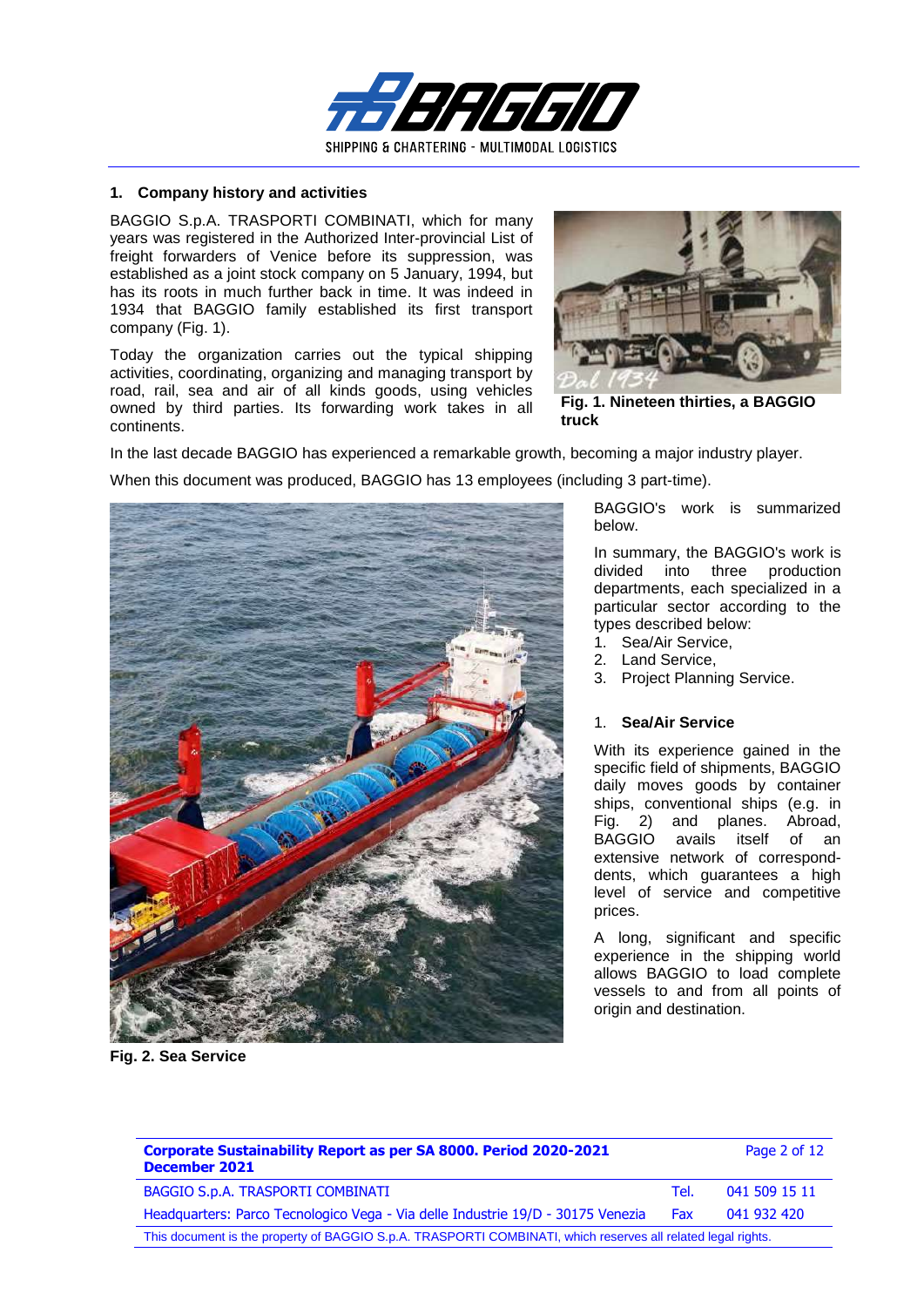## 1. Company history and activities

BAGGIO S.p.A. TRASPORTI COMBINATI, which for many years was registered in the Authorized Inter-provincial List of freight forwarders of Venice before its suppression, was established as a joint stock company on 5 January, 1994, but has its roots in much further back in time. It was indeed in 1934 that BAGGIO family established its first transport company (Fig. 1).

Today the organization carries out the typical shipping activities, coordinating, organizing and managing transport by road, rail, sea and air of all kinds goods, using vehicles owned by third parties. Its forwarding work takes in all continents.

**Fig. 1. Nineteen thirties, a BAGGIO truck**

In the last decade BAGGIO has experienced a remarkable growth, becoming a major industry player.

When this document was produced, BAGGIO has 13 employees (including 3 part-time).

BAGGIO's work is summarized below.

In summary, the BAGGIO's work is divided into three production departments, each specialized in a particular sector according to the types described below:

1. Sea/Air Service,
2. Land Service,
3. Project Planning Service.

### 1. Sea/Air Service

With its experience gained in the specific field of shipments, BAGGIO daily moves goods by container ships, conventional ships (e.g. in Fig. 2) and planes. Abroad, BAGGIO avails itself of an extensive network of correspond-dents, which guarantees a high level of service and competitive prices.

A long, significant and specific experience in the shipping world allows BAGGIO to load complete vessels to and from all points of origin and destination.

**Fig. 2. Sea Service**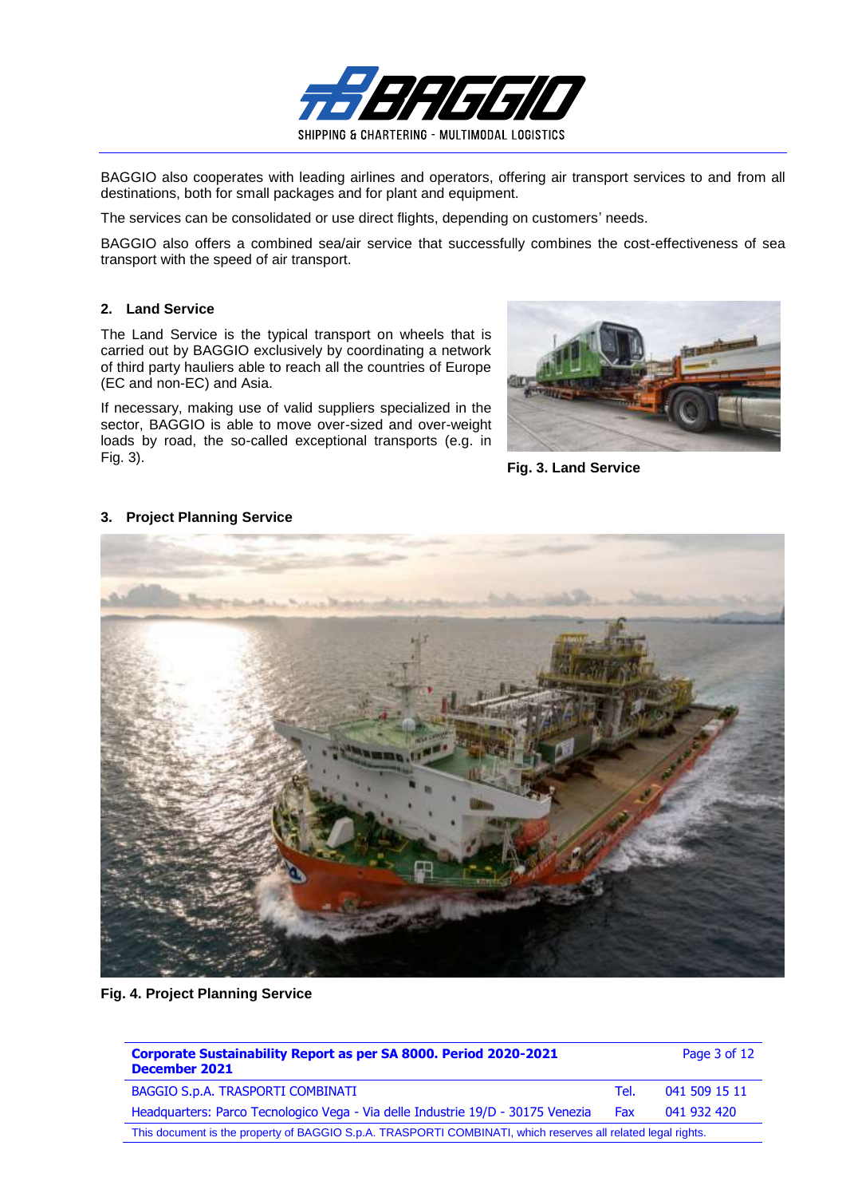BAGGIO also cooperates with leading airlines and operators, offering air transport services to and from all destinations, both for small packages and for plant and equipment.

The services can be consolidated or use direct flights, depending on customers' needs.

BAGGIO also offers a combined sea/air service that successfully combines the cost-effectiveness of sea transport with the speed of air transport.

## 2. Land Service

The Land Service is the typical transport on wheels that is carried out by BAGGIO exclusively by coordinating a network of third party hauliers able to reach all the countries of Europe (EC and non-EC) and Asia.

If necessary, making use of valid suppliers specialized in the sector, BAGGIO is able to move over-sized and over-weight loads by road, the so-called exceptional transports (e.g. in Fig. 3).

**Fig. 3. Land Service**

## 3. Project Planning Service

**Fig. 4. Project Planning Service**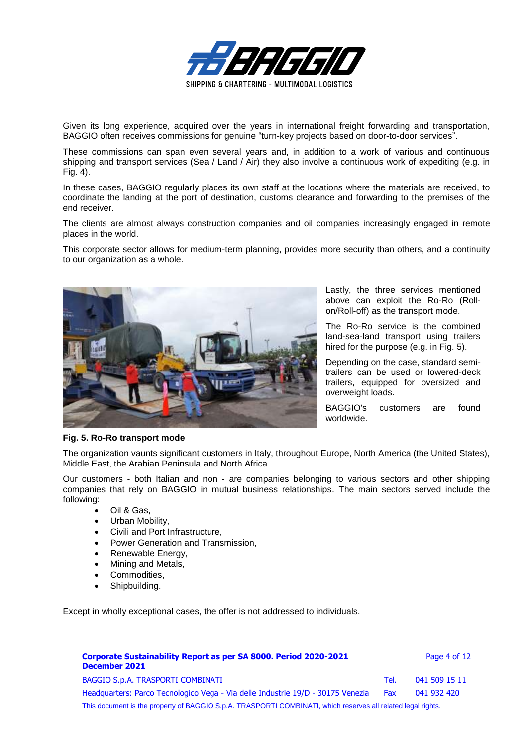Given its long experience, acquired over the years in international freight forwarding and transportation, BAGGIO often receives commissions for genuine "turn-key projects based on door-to-door services".

These commissions can span even several years and, in addition to a work of various and continuous shipping and transport services (Sea / Land / Air) they also involve a continuous work of expediting (e.g. in Fig. 4).

In these cases, BAGGIO regularly places its own staff at the locations where the materials are received, to coordinate the landing at the port of destination, customs clearance and forwarding to the premises of the end receiver.

The clients are almost always construction companies and oil companies increasingly engaged in remote places in the world.

This corporate sector allows for medium-term planning, provides more security than others, and a continuity to our organization as a whole.

Lastly, the three services mentioned above can exploit the Ro-Ro (Roll-on/Roll-off) as the transport mode.

The Ro-Ro service is the combined land-sea-land transport using trailers hired for the purpose (e.g. in Fig. 5).

Depending on the case, standard semi-trailers can be used or lowered-deck trailers, equipped for oversized and overweight loads.

BAGGIO's customers are found worldwide.

**Fig. 5. Ro-Ro transport mode**

The organization vaunts significant customers in Italy, throughout Europe, North America (the United States), Middle East, the Arabian Peninsula and North Africa.

Our customers - both Italian and non - are companies belonging to various sectors and other shipping companies that rely on BAGGIO in mutual business relationships. The main sectors served include the following:

- Oil & Gas,
- Urban Mobility,
- Civili and Port Infrastructure,
- Power Generation and Transmission,
- Renewable Energy,
- Mining and Metals,
- Commodities,
- Shipbuilding.

Except in wholly exceptional cases, the offer is not addressed to individuals.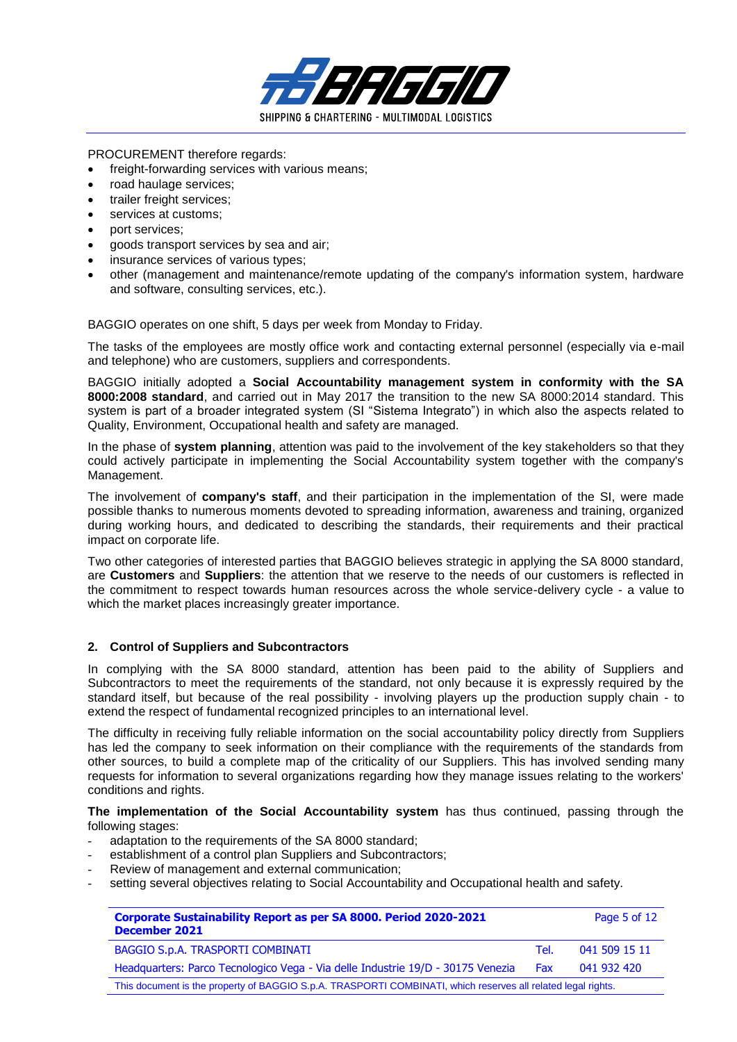PROCUREMENT therefore regards:

- freight-forwarding services with various means;
- road haulage services;
- trailer freight services;
- services at customs;
- port services;
- goods transport services by sea and air;
- insurance services of various types;
- other (management and maintenance/remote updating of the company's information system, hardware and software, consulting services, etc.).

BAGGIO operates on one shift, 5 days per week from Monday to Friday.

The tasks of the employees are mostly office work and contacting external personnel (especially via e-mail and telephone) who are customers, suppliers and correspondents.

BAGGIO initially adopted a **Social Accountability management system in conformity with the SA 8000:2008 standard**, and carried out in May 2017 the transition to the new SA 8000:2014 standard. This system is part of a broader integrated system (SI "Sistema Integrato") in which also the aspects related to Quality, Environment, Occupational health and safety are managed.

In the phase of **system planning**, attention was paid to the involvement of the key stakeholders so that they could actively participate in implementing the Social Accountability system together with the company's Management.

The involvement of **company's staff**, and their participation in the implementation of the SI, were made possible thanks to numerous moments devoted to spreading information, awareness and training, organized during working hours, and dedicated to describing the standards, their requirements and their practical impact on corporate life.

Two other categories of interested parties that BAGGIO believes strategic in applying the SA 8000 standard, are **Customers** and **Suppliers**: the attention that we reserve to the needs of our customers is reflected in the commitment to respect towards human resources across the whole service-delivery cycle - a value to which the market places increasingly greater importance.

## 2. Control of Suppliers and Subcontractors

In complying with the SA 8000 standard, attention has been paid to the ability of Suppliers and Subcontractors to meet the requirements of the standard, not only because it is expressly required by the standard itself, but because of the real possibility - involving players up the production supply chain - to extend the respect of fundamental recognized principles to an international level.

The difficulty in receiving fully reliable information on the social accountability policy directly from Suppliers has led the company to seek information on their compliance with the requirements of the standards from other sources, to build a complete map of the criticality of our Suppliers. This has involved sending many requests for information to several organizations regarding how they manage issues relating to the workers' conditions and rights.

**The implementation of the Social Accountability system** has thus continued, passing through the following stages:

- adaptation to the requirements of the SA 8000 standard;
- establishment of a control plan Suppliers and Subcontractors;
- Review of management and external communication;
- setting several objectives relating to Social Accountability and Occupational health and safety.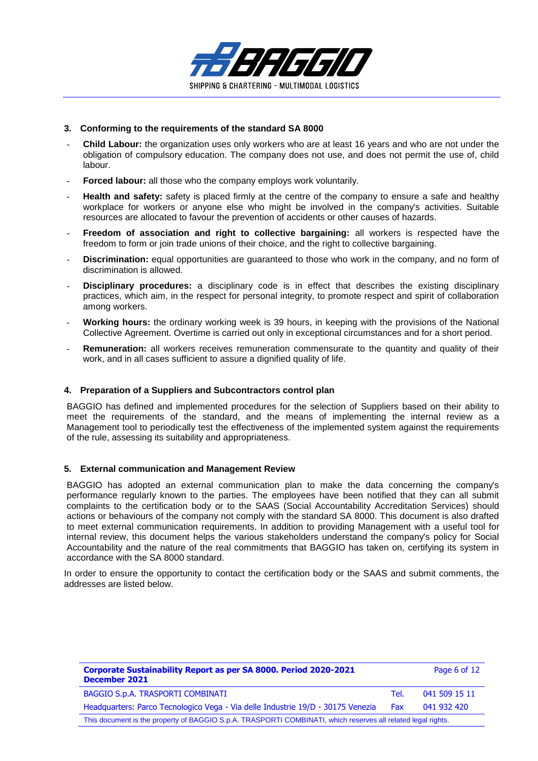### 3. Conforming to the requirements of the standard SA 8000

- **Child Labour:** the organization uses only workers who are at least 16 years and who are not under the obligation of compulsory education. The company does not use, and does not permit the use of, child labour.
- **Forced labour:** all those who the company employs work voluntarily.
- **Health and safety:** safety is placed firmly at the centre of the company to ensure a safe and healthy workplace for workers or anyone else who might be involved in the company's activities. Suitable resources are allocated to favour the prevention of accidents or other causes of hazards.
- **Freedom of association and right to collective bargaining:** all workers is respected have the freedom to form or join trade unions of their choice, and the right to collective bargaining.
- **Discrimination:** equal opportunities are guaranteed to those who work in the company, and no form of discrimination is allowed.
- **Disciplinary procedures:** a disciplinary code is in effect that describes the existing disciplinary practices, which aim, in the respect for personal integrity, to promote respect and spirit of collaboration among workers.
- **Working hours:** the ordinary working week is 39 hours, in keeping with the provisions of the National Collective Agreement. Overtime is carried out only in exceptional circumstances and for a short period.
- **Remuneration:** all workers receives remuneration commensurate to the quantity and quality of their work, and in all cases sufficient to assure a dignified quality of life.

### 4. Preparation of a Suppliers and Subcontractors control plan

BAGGIO has defined and implemented procedures for the selection of Suppliers based on their ability to meet the requirements of the standard, and the means of implementing the internal review as a Management tool to periodically test the effectiveness of the implemented system against the requirements of the rule, assessing its suitability and appropriateness.

### 5. External communication and Management Review

BAGGIO has adopted an external communication plan to make the data concerning the company's performance regularly known to the parties. The employees have been notified that they can all submit complaints to the certification body or to the SAAS (Social Accountability Accreditation Services) should actions or behaviours of the company not comply with the standard SA 8000. This document is also drafted to meet external communication requirements. In addition to providing Management with a useful tool for internal review, this document helps the various stakeholders understand the company's policy for Social Accountability and the nature of the real commitments that BAGGIO has taken on, certifying its system in accordance with the SA 8000 standard.

In order to ensure the opportunity to contact the certification body or the SAAS and submit comments, the addresses are listed below.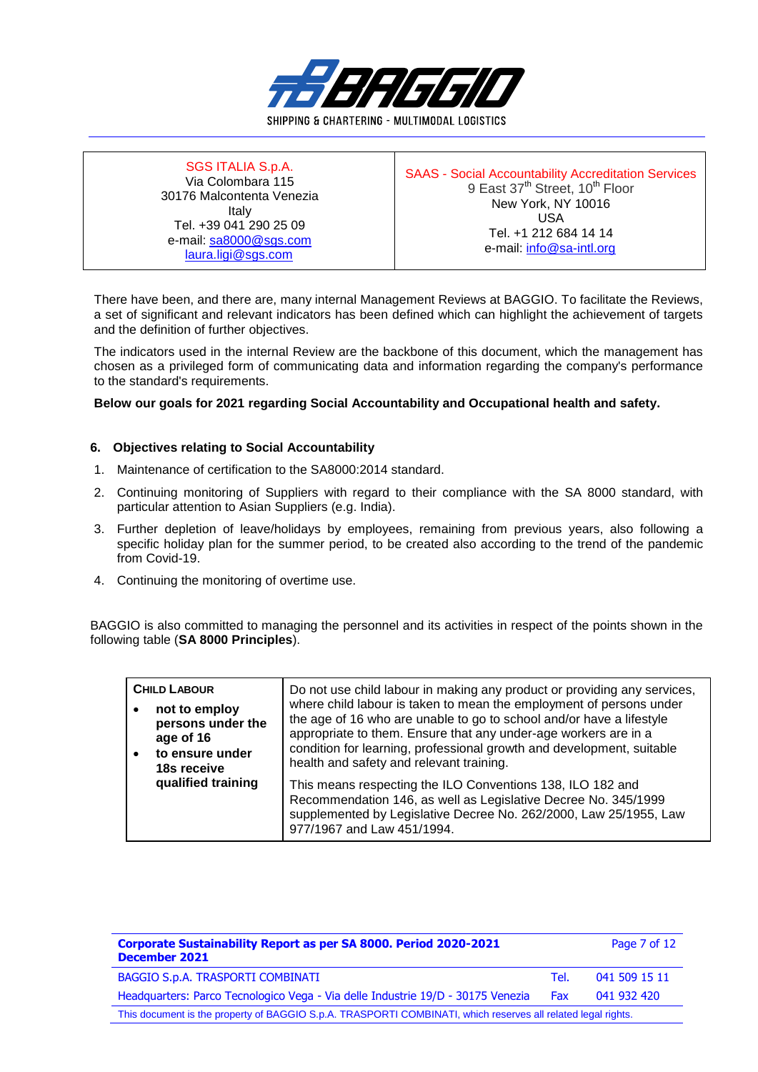| SGS ITALIA S.p.A.<br>Via Colombara 115<br>30176 Malcontenta Venezia<br>Italy<br>Tel. +39 041 290 25 09<br>e-mail: sa8000@sgs.com<br>laura.ligi@sgs.com | SAAS - Social Accountability Accreditation Services<br>9 East 37th Street, 10th Floor<br>New York, NY 10016<br>USA<br>Tel. +1 212 684 14 14<br>e-mail: info@sa-intl.org |
|---|---|

There have been, and there are, many internal Management Reviews at BAGGIO. To facilitate the Reviews, a set of significant and relevant indicators has been defined which can highlight the achievement of targets and the definition of further objectives.

The indicators used in the internal Review are the backbone of this document, which the management has chosen as a privileged form of communicating data and information regarding the company's performance to the standard's requirements.

**Below our goals for 2021 regarding Social Accountability and Occupational health and safety.**

## 6. Objectives relating to Social Accountability

1. Maintenance of certification to the SA8000:2014 standard.
2. Continuing monitoring of Suppliers with regard to their compliance with the SA 8000 standard, with particular attention to Asian Suppliers (e.g. India).
3. Further depletion of leave/holidays by employees, remaining from previous years, also following a specific holiday plan for the summer period, to be created also according to the trend of the pandemic from Covid-19.
4. Continuing the monitoring of overtime use.

BAGGIO is also committed to managing the personnel and its activities in respect of the points shown in the following table (**SA 8000 Principles**).

| | |
|---|---|
| **CHILD LABOUR**<br>• **not to employ persons under the age of 16**<br>• **to ensure under 18s receive qualified training** | Do not use child labour in making any product or providing any services, where child labour is taken to mean the employment of persons under the age of 16 who are unable to go to school and/or have a lifestyle appropriate to them. Ensure that any under-age workers are in a condition for learning, professional growth and development, suitable health and safety and relevant training.<br><br>This means respecting the ILO Conventions 138, ILO 182 and Recommendation 146, as well as Legislative Decree No. 345/1999 supplemented by Legislative Decree No. 262/2000, Law 25/1955, Law 977/1967 and Law 451/1994. |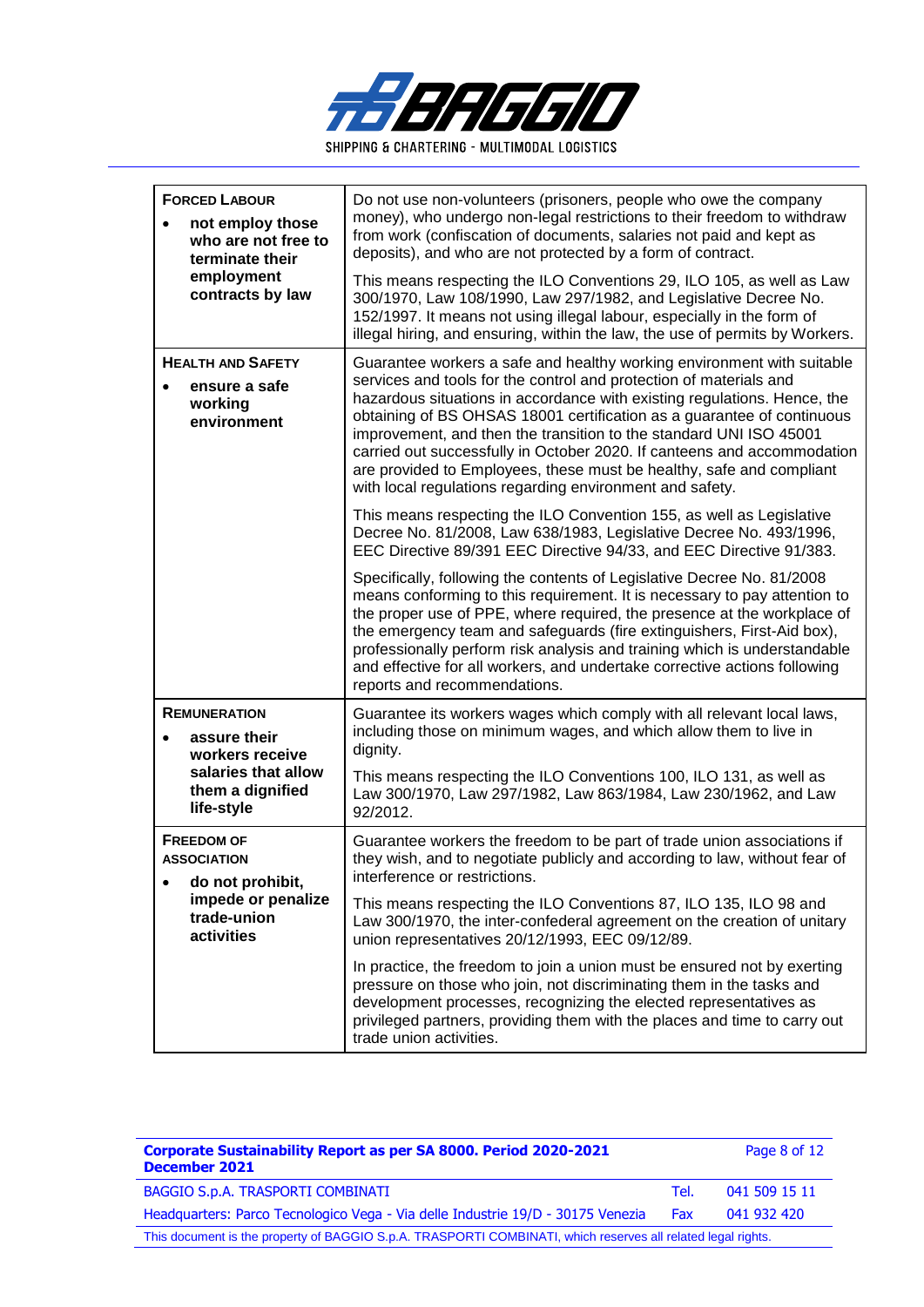| | |
|---|---|
| **FORCED LABOUR**<br>• **not employ those who are not free to terminate their employment contracts by law** | Do not use non-volunteers (prisoners, people who owe the company money), who undergo non-legal restrictions to their freedom to withdraw from work (confiscation of documents, salaries not paid and kept as deposits), and who are not protected by a form of contract.<br><br>This means respecting the ILO Conventions 29, ILO 105, as well as Law 300/1970, Law 108/1990, Law 297/1982, and Legislative Decree No. 152/1997. It means not using illegal labour, especially in the form of illegal hiring, and ensuring, within the law, the use of permits by Workers. |
| **HEALTH AND SAFETY**<br>• **ensure a safe working environment** | Guarantee workers a safe and healthy working environment with suitable services and tools for the control and protection of materials and hazardous situations in accordance with existing regulations. Hence, the obtaining of BS OHSAS 18001 certification as a guarantee of continuous improvement, and then the transition to the standard UNI ISO 45001 carried out successfully in October 2020. If canteens and accommodation are provided to Employees, these must be healthy, safe and compliant with local regulations regarding environment and safety.<br><br>This means respecting the ILO Convention 155, as well as Legislative Decree No. 81/2008, Law 638/1983, Legislative Decree No. 493/1996, EEC Directive 89/391 EEC Directive 94/33, and EEC Directive 91/383.<br><br>Specifically, following the contents of Legislative Decree No. 81/2008 means conforming to this requirement. It is necessary to pay attention to the proper use of PPE, where required, the presence at the workplace of the emergency team and safeguards (fire extinguishers, First-Aid box), professionally perform risk analysis and training which is understandable and effective for all workers, and undertake corrective actions following reports and recommendations. |
| **REMUNERATION**<br>• **assure their workers receive salaries that allow them a dignified life-style** | Guarantee its workers wages which comply with all relevant local laws, including those on minimum wages, and which allow them to live in dignity.<br><br>This means respecting the ILO Conventions 100, ILO 131, as well as Law 300/1970, Law 297/1982, Law 863/1984, Law 230/1962, and Law 92/2012. |
| **FREEDOM OF ASSOCIATION**<br>• **do not prohibit, impede or penalize trade-union activities** | Guarantee workers the freedom to be part of trade union associations if they wish, and to negotiate publicly and according to law, without fear of interference or restrictions.<br><br>This means respecting the ILO Conventions 87, ILO 135, ILO 98 and Law 300/1970, the inter-confederal agreement on the creation of unitary union representatives 20/12/1993, EEC 09/12/89.<br><br>In practice, the freedom to join a union must be ensured not by exerting pressure on those who join, not discriminating them in the tasks and development processes, recognizing the elected representatives as privileged partners, providing them with the places and time to carry out trade union activities. |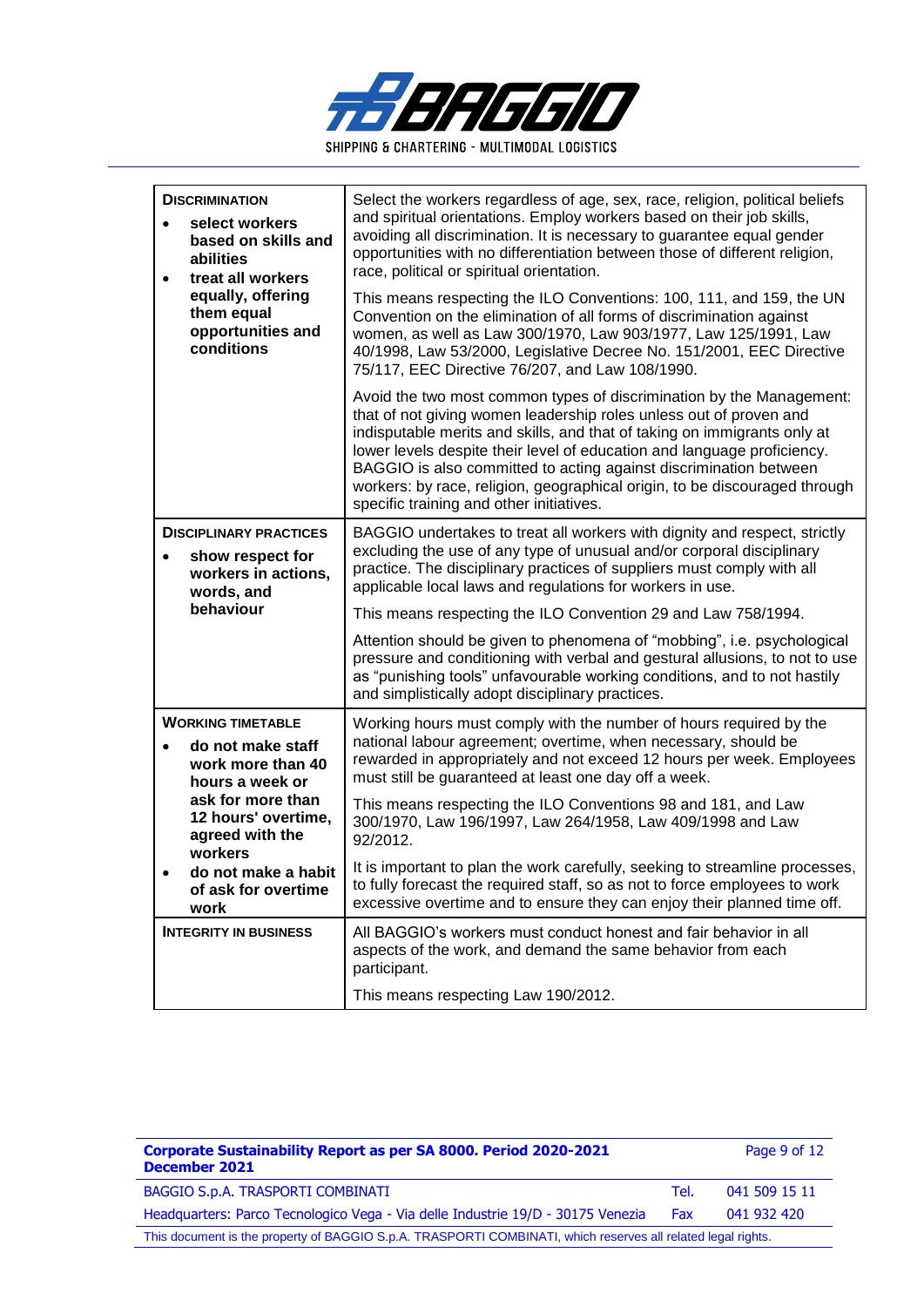| | |
|---|---|
| **DISCRIMINATION**<br>• **select workers based on skills and abilities**<br>• **treat all workers equally, offering them equal opportunities and conditions** | Select the workers regardless of age, sex, race, religion, political beliefs and spiritual orientations. Employ workers based on their job skills, avoiding all discrimination. It is necessary to guarantee equal gender opportunities with no differentiation between those of different religion, race, political or spiritual orientation.<br><br>This means respecting the ILO Conventions: 100, 111, and 159, the UN Convention on the elimination of all forms of discrimination against women, as well as Law 300/1970, Law 903/1977, Law 125/1991, Law 40/1998, Law 53/2000, Legislative Decree No. 151/2001, EEC Directive 75/117, EEC Directive 76/207, and Law 108/1990.<br><br>Avoid the two most common types of discrimination by the Management: that of not giving women leadership roles unless out of proven and indisputable merits and skills, and that of taking on immigrants only at lower levels despite their level of education and language proficiency. BAGGIO is also committed to acting against discrimination between workers: by race, religion, geographical origin, to be discouraged through specific training and other initiatives. |
| **DISCIPLINARY PRACTICES**<br>• **show respect for workers in actions, words, and behaviour** | BAGGIO undertakes to treat all workers with dignity and respect, strictly excluding the use of any type of unusual and/or corporal disciplinary practice. The disciplinary practices of suppliers must comply with all applicable local laws and regulations for workers in use.<br><br>This means respecting the ILO Convention 29 and Law 758/1994.<br><br>Attention should be given to phenomena of "mobbing", i.e. psychological pressure and conditioning with verbal and gestural allusions, to not to use as "punishing tools" unfavourable working conditions, and to not hastily and simplistically adopt disciplinary practices. |
| **WORKING TIMETABLE**<br>• **do not make staff work more than 40 hours a week or ask for more than 12 hours' overtime, agreed with the workers**<br>• **do not make a habit of ask for overtime work** | Working hours must comply with the number of hours required by the national labour agreement; overtime, when necessary, should be rewarded in appropriately and not exceed 12 hours per week. Employees must still be guaranteed at least one day off a week.<br><br>This means respecting the ILO Conventions 98 and 181, and Law 300/1970, Law 196/1997, Law 264/1958, Law 409/1998 and Law 92/2012.<br><br>It is important to plan the work carefully, seeking to streamline processes, to fully forecast the required staff, so as not to force employees to work excessive overtime and to ensure they can enjoy their planned time off. |
| **INTEGRITY IN BUSINESS** | All BAGGIO's workers must conduct honest and fair behavior in all aspects of the work, and demand the same behavior from each participant.<br><br>This means respecting Law 190/2012. |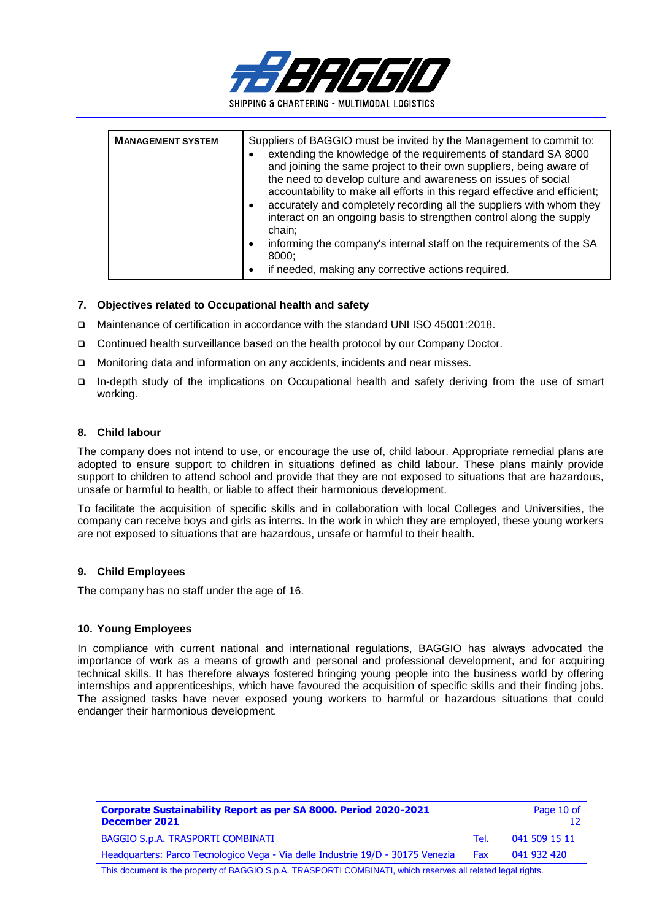| **MANAGEMENT SYSTEM** | Suppliers of BAGGIO must be invited by the Management to commit to:<br>• extending the knowledge of the requirements of standard SA 8000 and joining the same project to their own suppliers, being aware of the need to develop culture and awareness on issues of social accountability to make all efforts in this regard effective and efficient;<br>• accurately and completely recording all the suppliers with whom they interact on an ongoing basis to strengthen control along the supply chain;<br>• informing the company's internal staff on the requirements of the SA 8000;<br>• if needed, making any corrective actions required. |
|---|---|

## 7. Objectives related to Occupational health and safety

- Maintenance of certification in accordance with the standard UNI ISO 45001:2018.
- Continued health surveillance based on the health protocol by our Company Doctor.
- Monitoring data and information on any accidents, incidents and near misses.
- In-depth study of the implications on Occupational health and safety deriving from the use of smart working.

## 8. Child labour

The company does not intend to use, or encourage the use of, child labour. Appropriate remedial plans are adopted to ensure support to children in situations defined as child labour. These plans mainly provide support to children to attend school and provide that they are not exposed to situations that are hazardous, unsafe or harmful to health, or liable to affect their harmonious development.

To facilitate the acquisition of specific skills and in collaboration with local Colleges and Universities, the company can receive boys and girls as interns. In the work in which they are employed, these young workers are not exposed to situations that are hazardous, unsafe or harmful to their health.

## 9. Child Employees

The company has no staff under the age of 16.

## 10. Young Employees

In compliance with current national and international regulations, BAGGIO has always advocated the importance of work as a means of growth and personal and professional development, and for acquiring technical skills. It has therefore always fostered bringing young people into the business world by offering internships and apprenticeships, which have favoured the acquisition of specific skills and their finding jobs. The assigned tasks have never exposed young workers to harmful or hazardous situations that could endanger their harmonious development.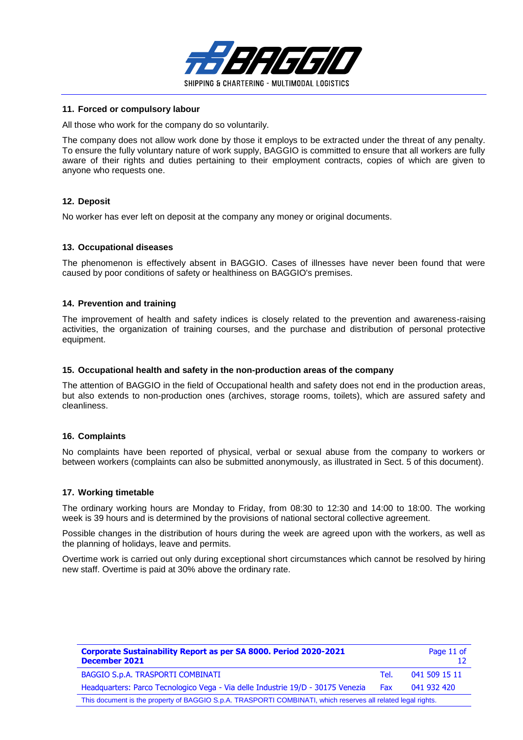## 11. Forced or compulsory labour

All those who work for the company do so voluntarily.

The company does not allow work done by those it employs to be extracted under the threat of any penalty. To ensure the fully voluntary nature of work supply, BAGGIO is committed to ensure that all workers are fully aware of their rights and duties pertaining to their employment contracts, copies of which are given to anyone who requests one.

## 12. Deposit

No worker has ever left on deposit at the company any money or original documents.

## 13. Occupational diseases

The phenomenon is effectively absent in BAGGIO. Cases of illnesses have never been found that were caused by poor conditions of safety or healthiness on BAGGIO's premises.

## 14. Prevention and training

The improvement of health and safety indices is closely related to the prevention and awareness-raising activities, the organization of training courses, and the purchase and distribution of personal protective equipment.

## 15. Occupational health and safety in the non-production areas of the company

The attention of BAGGIO in the field of Occupational health and safety does not end in the production areas, but also extends to non-production ones (archives, storage rooms, toilets), which are assured safety and cleanliness.

## 16. Complaints

No complaints have been reported of physical, verbal or sexual abuse from the company to workers or between workers (complaints can also be submitted anonymously, as illustrated in Sect. 5 of this document).

## 17. Working timetable

The ordinary working hours are Monday to Friday, from 08:30 to 12:30 and 14:00 to 18:00. The working week is 39 hours and is determined by the provisions of national sectoral collective agreement.

Possible changes in the distribution of hours during the week are agreed upon with the workers, as well as the planning of holidays, leave and permits.

Overtime work is carried out only during exceptional short circumstances which cannot be resolved by hiring new staff. Overtime is paid at 30% above the ordinary rate.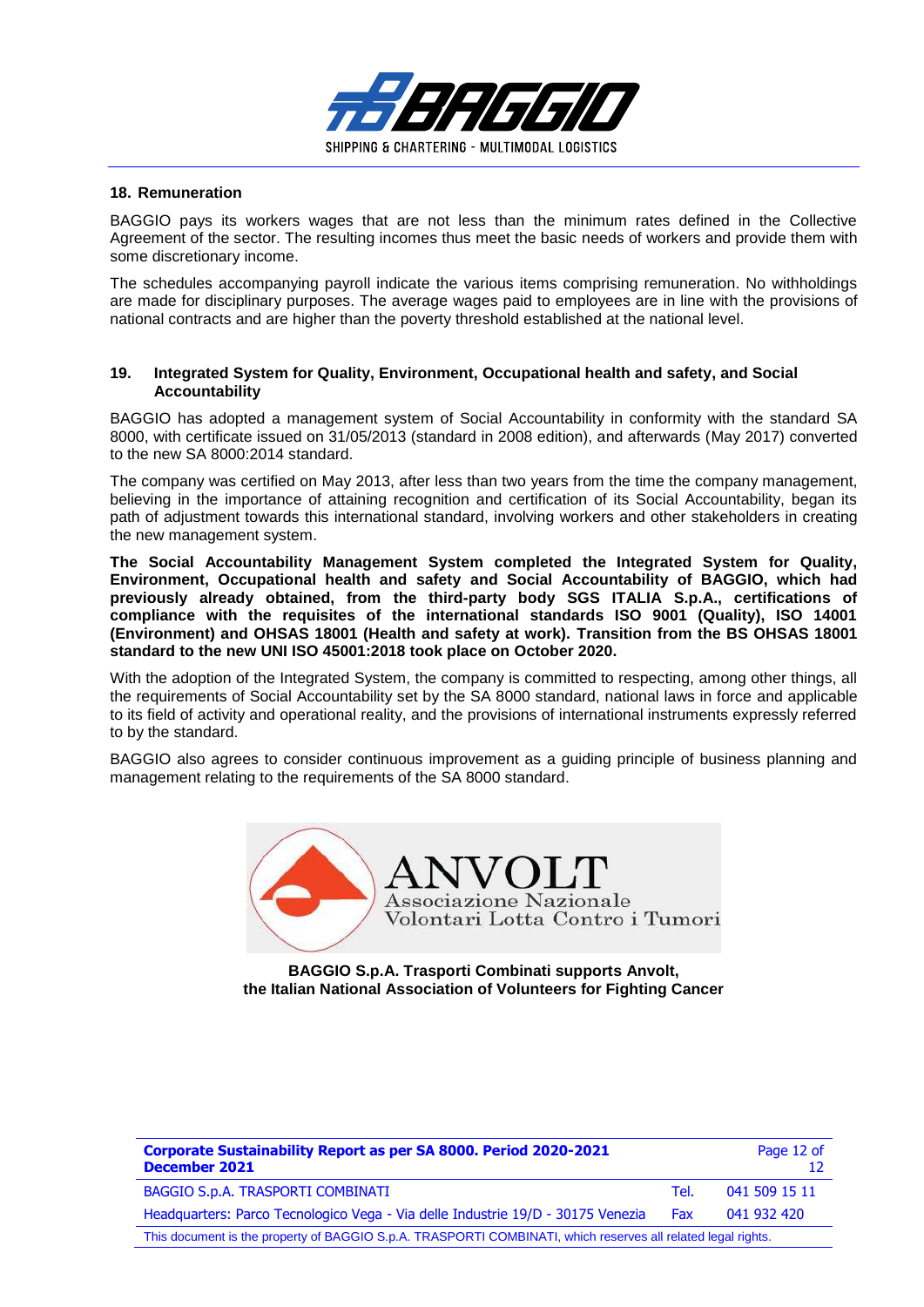## 18. Remuneration

BAGGIO pays its workers wages that are not less than the minimum rates defined in the Collective Agreement of the sector. The resulting incomes thus meet the basic needs of workers and provide them with some discretionary income.

The schedules accompanying payroll indicate the various items comprising remuneration. No withholdings are made for disciplinary purposes. The average wages paid to employees are in line with the provisions of national contracts and are higher than the poverty threshold established at the national level.

## 19. Integrated System for Quality, Environment, Occupational health and safety, and Social Accountability

BAGGIO has adopted a management system of Social Accountability in conformity with the standard SA 8000, with certificate issued on 31/05/2013 (standard in 2008 edition), and afterwards (May 2017) converted to the new SA 8000:2014 standard.

The company was certified on May 2013, after less than two years from the time the company management, believing in the importance of attaining recognition and certification of its Social Accountability, began its path of adjustment towards this international standard, involving workers and other stakeholders in creating the new management system.

**The Social Accountability Management System completed the Integrated System for Quality, Environment, Occupational health and safety and Social Accountability of BAGGIO, which had previously already obtained, from the third-party body SGS ITALIA S.p.A., certifications of compliance with the requisites of the international standards ISO 9001 (Quality), ISO 14001 (Environment) and OHSAS 18001 (Health and safety at work). Transition from the BS OHSAS 18001 standard to the new UNI ISO 45001:2018 took place on October 2020.**

With the adoption of the Integrated System, the company is committed to respecting, among other things, all the requirements of Social Accountability set by the SA 8000 standard, national laws in force and applicable to its field of activity and operational reality, and the provisions of international instruments expressly referred to by the standard.

BAGGIO also agrees to consider continuous improvement as a guiding principle of business planning and management relating to the requirements of the SA 8000 standard.

ANVOLT
Associazione Nazionale
Volontari Lotta Contro i Tumori

**BAGGIO S.p.A. Trasporti Combinati supports Anvolt,**
**the Italian National Association of Volunteers for Fighting Cancer**